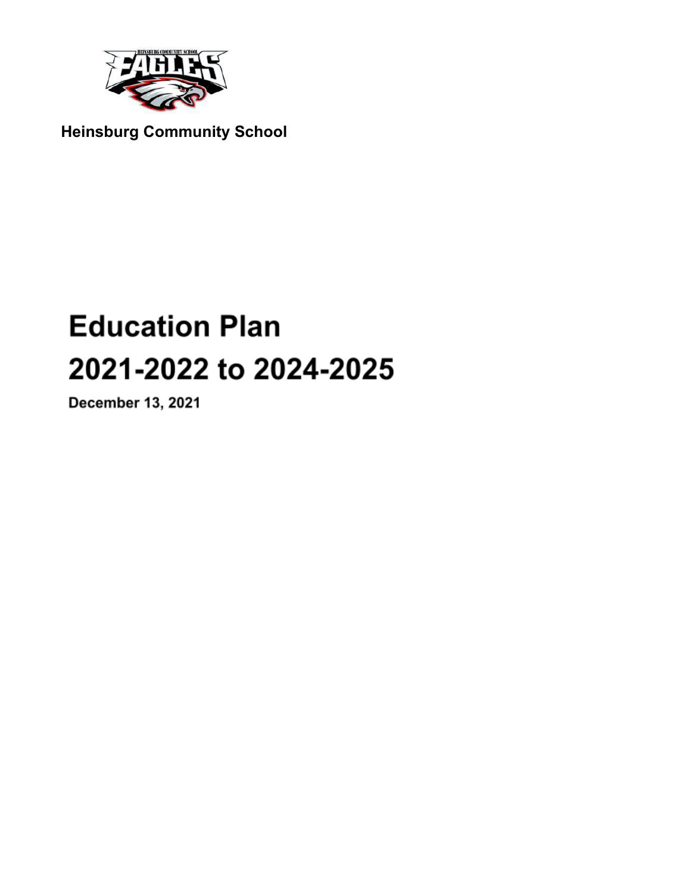**Heinsburg Community School**

# Education Plan

# 2021-2022 to 2024-2025

**December 13, 2021**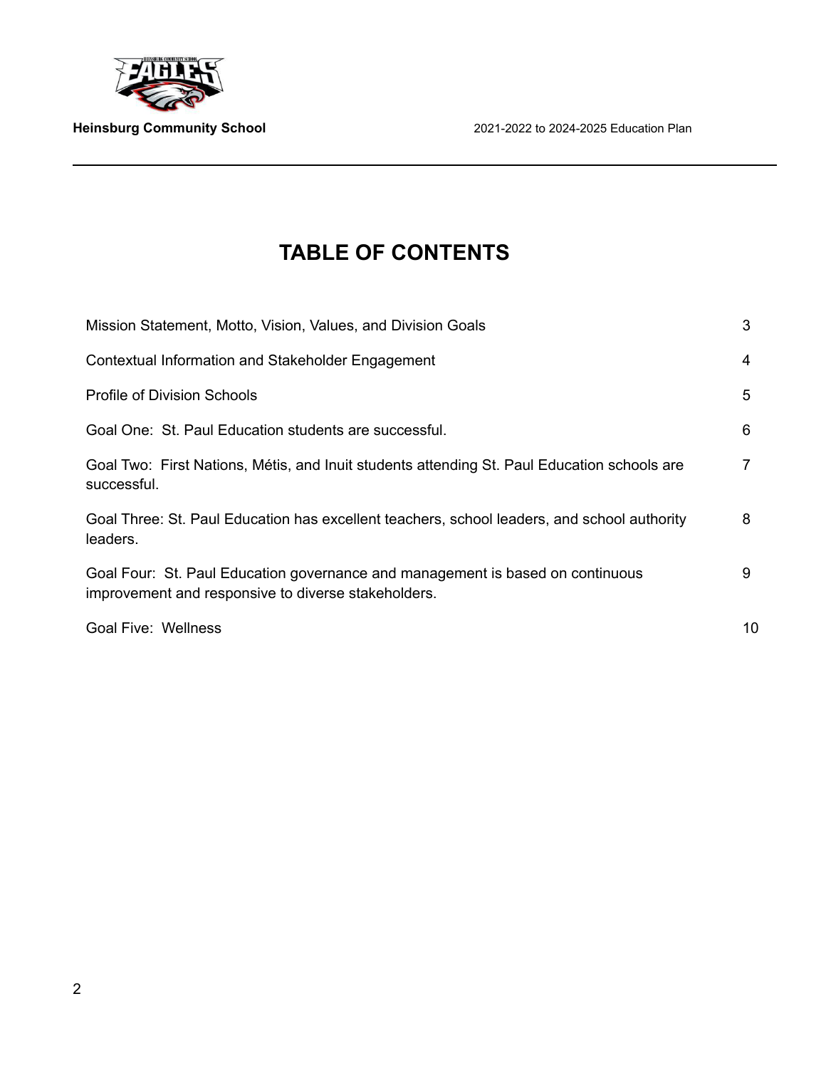# TABLE OF CONTENTS

| | |
|---|---|
| Mission Statement, Motto, Vision, Values, and Division Goals | 3 |
| Contextual Information and Stakeholder Engagement | 4 |
| Profile of Division Schools | 5 |
| Goal One: St. Paul Education students are successful. | 6 |
| Goal Two: First Nations, Métis, and Inuit students attending St. Paul Education schools are successful. | 7 |
| Goal Three: St. Paul Education has excellent teachers, school leaders, and school authority leaders. | 8 |
| Goal Four: St. Paul Education governance and management is based on continuous improvement and responsive to diverse stakeholders. | 9 |
| Goal Five: Wellness | 10 |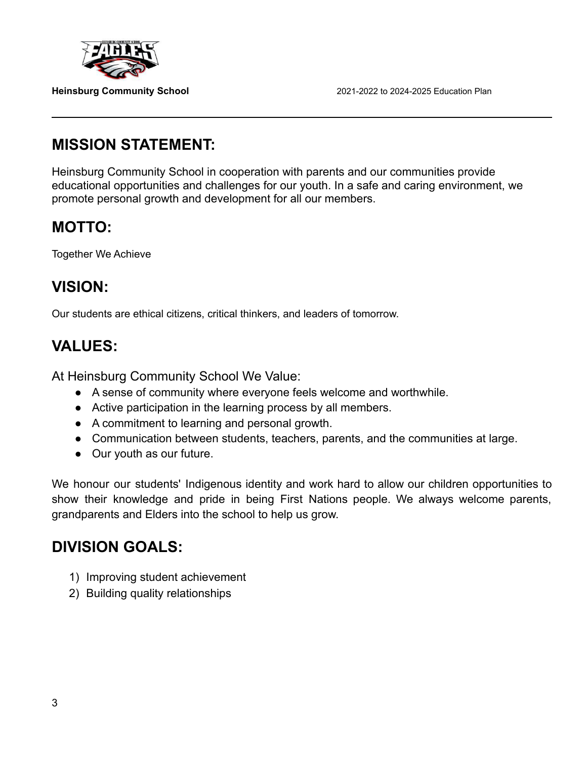## MISSION STATEMENT:

Heinsburg Community School in cooperation with parents and our communities provide educational opportunities and challenges for our youth. In a safe and caring environment, we promote personal growth and development for all our members.

## MOTTO:

Together We Achieve

## VISION:

Our students are ethical citizens, critical thinkers, and leaders of tomorrow.

## VALUES:

At Heinsburg Community School We Value:

- A sense of community where everyone feels welcome and worthwhile.
- Active participation in the learning process by all members.
- A commitment to learning and personal growth.
- Communication between students, teachers, parents, and the communities at large.
- Our youth as our future.

We honour our students' Indigenous identity and work hard to allow our children opportunities to show their knowledge and pride in being First Nations people. We always welcome parents, grandparents and Elders into the school to help us grow.

## DIVISION GOALS:

1) Improving student achievement
2) Building quality relationships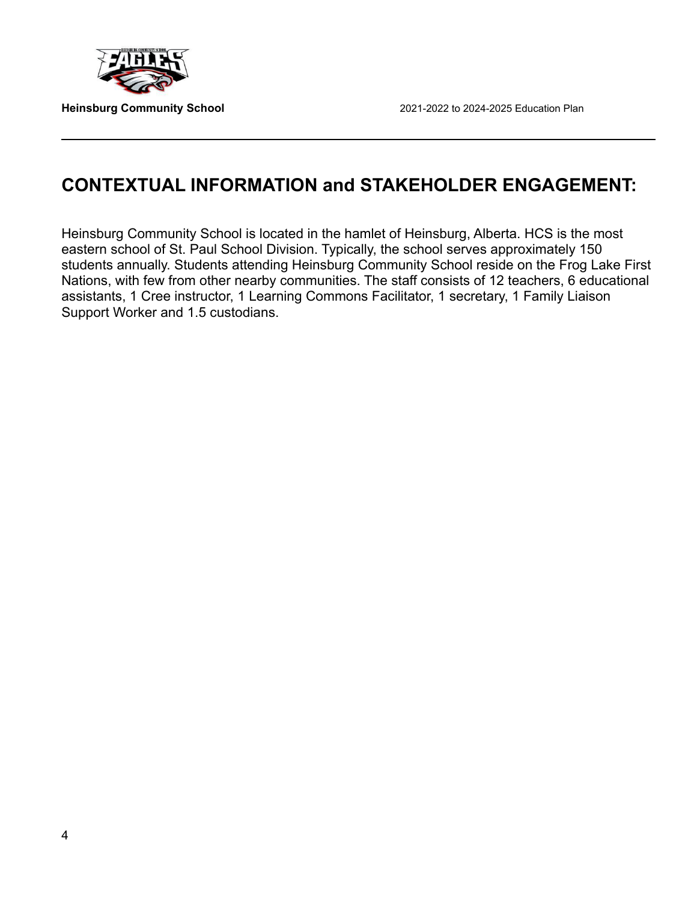## CONTEXTUAL INFORMATION and STAKEHOLDER ENGAGEMENT:

Heinsburg Community School is located in the hamlet of Heinsburg, Alberta. HCS is the most eastern school of St. Paul School Division. Typically, the school serves approximately 150 students annually. Students attending Heinsburg Community School reside on the Frog Lake First Nations, with few from other nearby communities. The staff consists of 12 teachers, 6 educational assistants, 1 Cree instructor, 1 Learning Commons Facilitator, 1 secretary, 1 Family Liaison Support Worker and 1.5 custodians.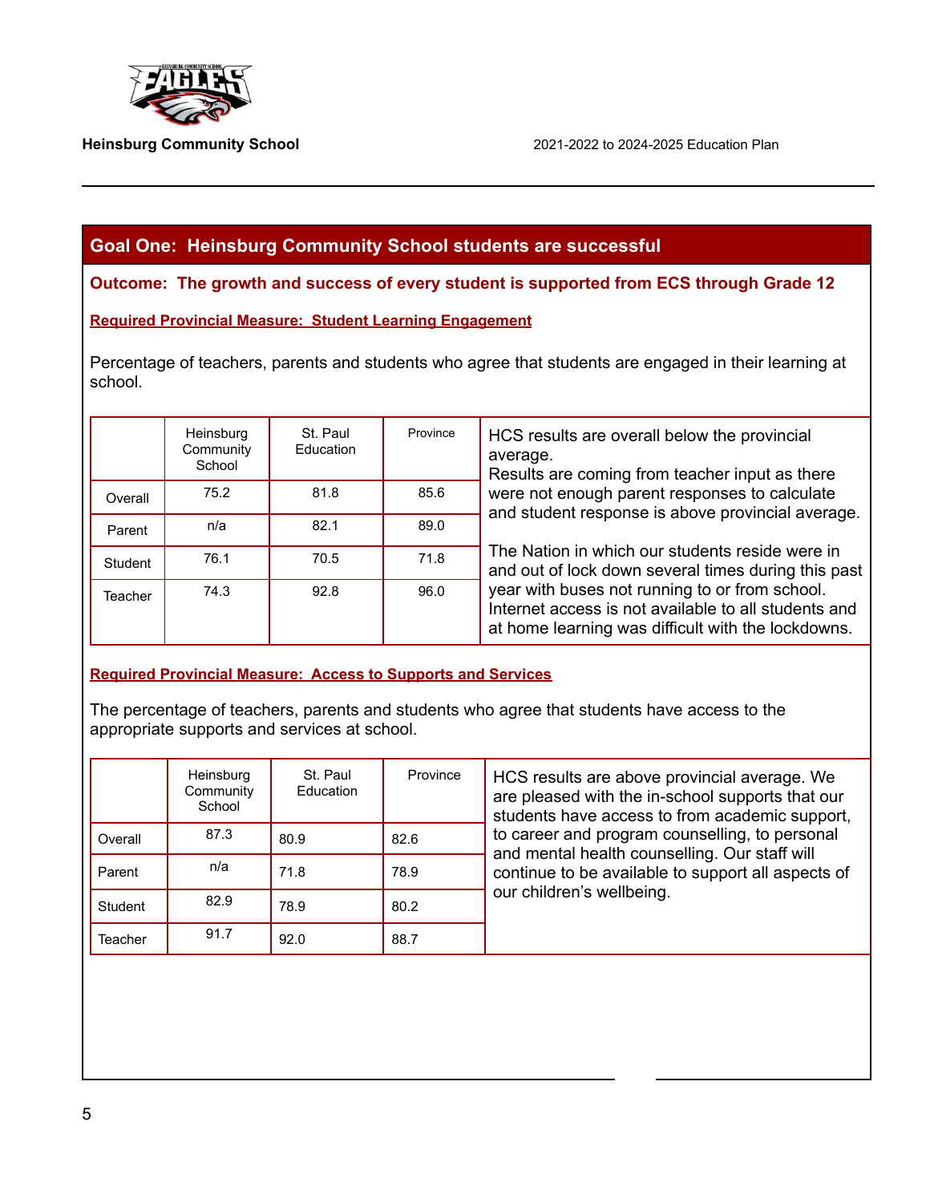## Goal One: Heinsburg Community School students are successful

**Outcome: The growth and success of every student is supported from ECS through Grade 12**

**Required Provincial Measure: Student Learning Engagement**

Percentage of teachers, parents and students who agree that students are engaged in their learning at school.

| | Heinsburg Community School | St. Paul Education | Province |
|---|---|---|---|
| Overall | 75.2 | 81.8 | 85.6 |
| Parent | n/a | 82.1 | 89.0 |
| Student | 76.1 | 70.5 | 71.8 |
| Teacher | 74.3 | 92.8 | 96.0 |

HCS results are overall below the provincial average.
Results are coming from teacher input as there were not enough parent responses to calculate and student response is above provincial average.

The Nation in which our students reside were in and out of lock down several times during this past year with buses not running to or from school. Internet access is not available to all students and at home learning was difficult with the lockdowns.

**Required Provincial Measure: Access to Supports and Services**

The percentage of teachers, parents and students who agree that students have access to the appropriate supports and services at school.

| | Heinsburg Community School | St. Paul Education | Province |
|---|---|---|---|
| Overall | 87.3 | 80.9 | 82.6 |
| Parent | n/a | 71.8 | 78.9 |
| Student | 82.9 | 78.9 | 80.2 |
| Teacher | 91.7 | 92.0 | 88.7 |

HCS results are above provincial average. We are pleased with the in-school supports that our students have access to from academic support, to career and program counselling, to personal and mental health counselling. Our staff will continue to be available to support all aspects of our children's wellbeing.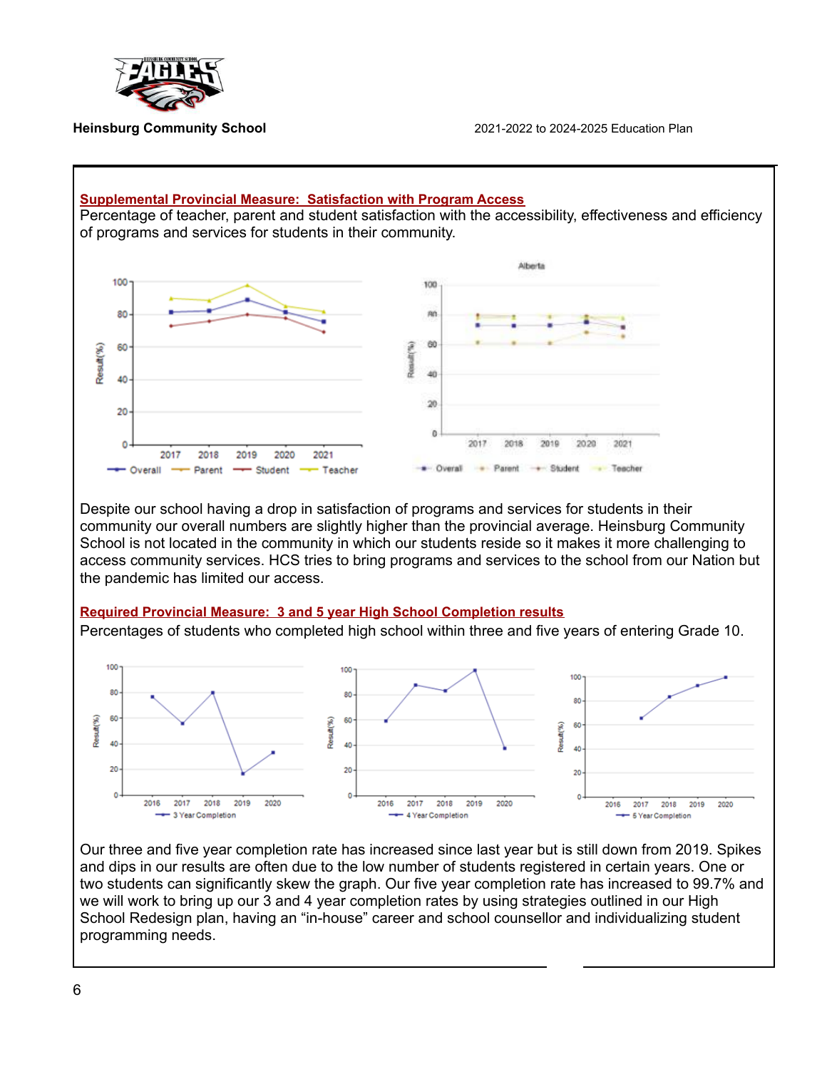## Supplemental Provincial Measure: Satisfaction with Program Access

Percentage of teacher, parent and student satisfaction with the accessibility, effectiveness and efficiency of programs and services for students in their community.

Despite our school having a drop in satisfaction of programs and services for students in their community our overall numbers are slightly higher than the provincial average. Heinsburg Community School is not located in the community in which our students reside so it makes it more challenging to access community services. HCS tries to bring programs and services to the school from our Nation but the pandemic has limited our access.

## Required Provincial Measure: 3 and 5 year High School Completion results

Percentages of students who completed high school within three and five years of entering Grade 10.

Our three and five year completion rate has increased since last year but is still down from 2019. Spikes and dips in our results are often due to the low number of students registered in certain years. One or two students can significantly skew the graph. Our five year completion rate has increased to 99.7% and we will work to bring up our 3 and 4 year completion rates by using strategies outlined in our High School Redesign plan, having an "in-house" career and school counsellor and individualizing student programming needs.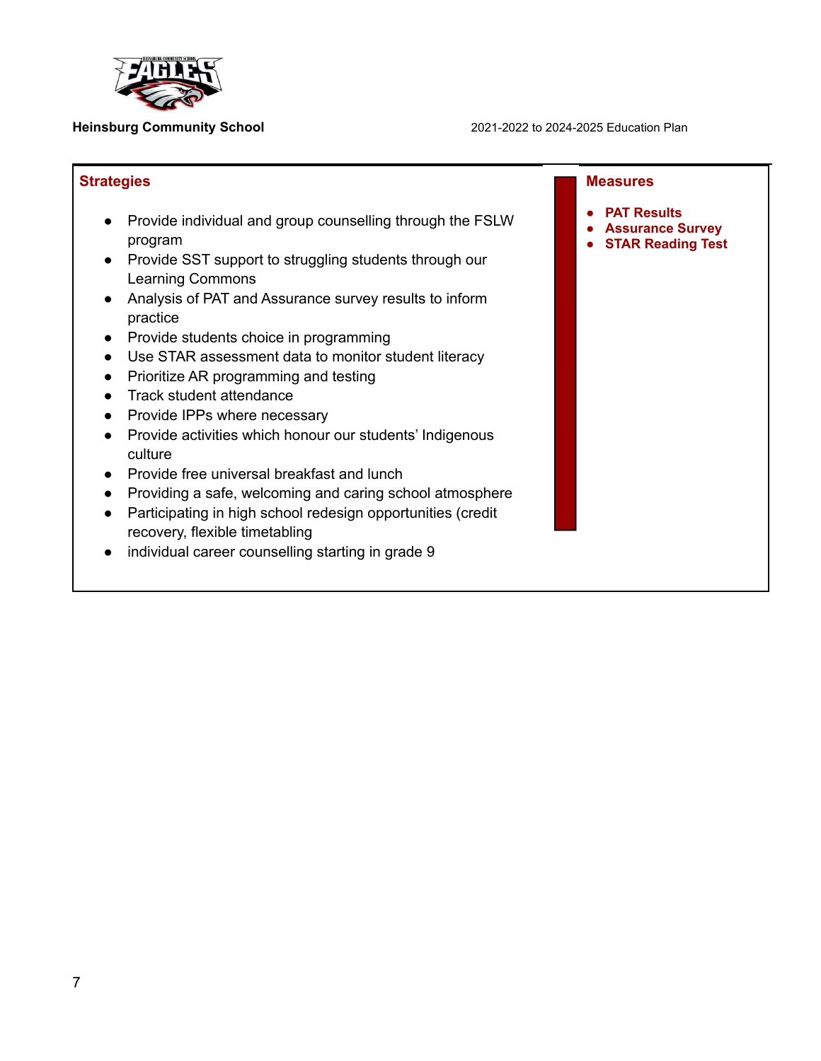Heinsburg Community School

2021-2022 to 2024-2025 Education Plan

## Strategies

- Provide individual and group counselling through the FSLW program
- Provide SST support to struggling students through our Learning Commons
- Analysis of PAT and Assurance survey results to inform practice
- Provide students choice in programming
- Use STAR assessment data to monitor student literacy
- Prioritize AR programming and testing
- Track student attendance
- Provide IPPs where necessary
- Provide activities which honour our students' Indigenous culture
- Provide free universal breakfast and lunch
- Providing a safe, welcoming and caring school atmosphere
- Participating in high school redesign opportunities (credit recovery, flexible timetabling
- individual career counselling starting in grade 9

## Measures

- **PAT Results**
- **Assurance Survey**
- **STAR Reading Test**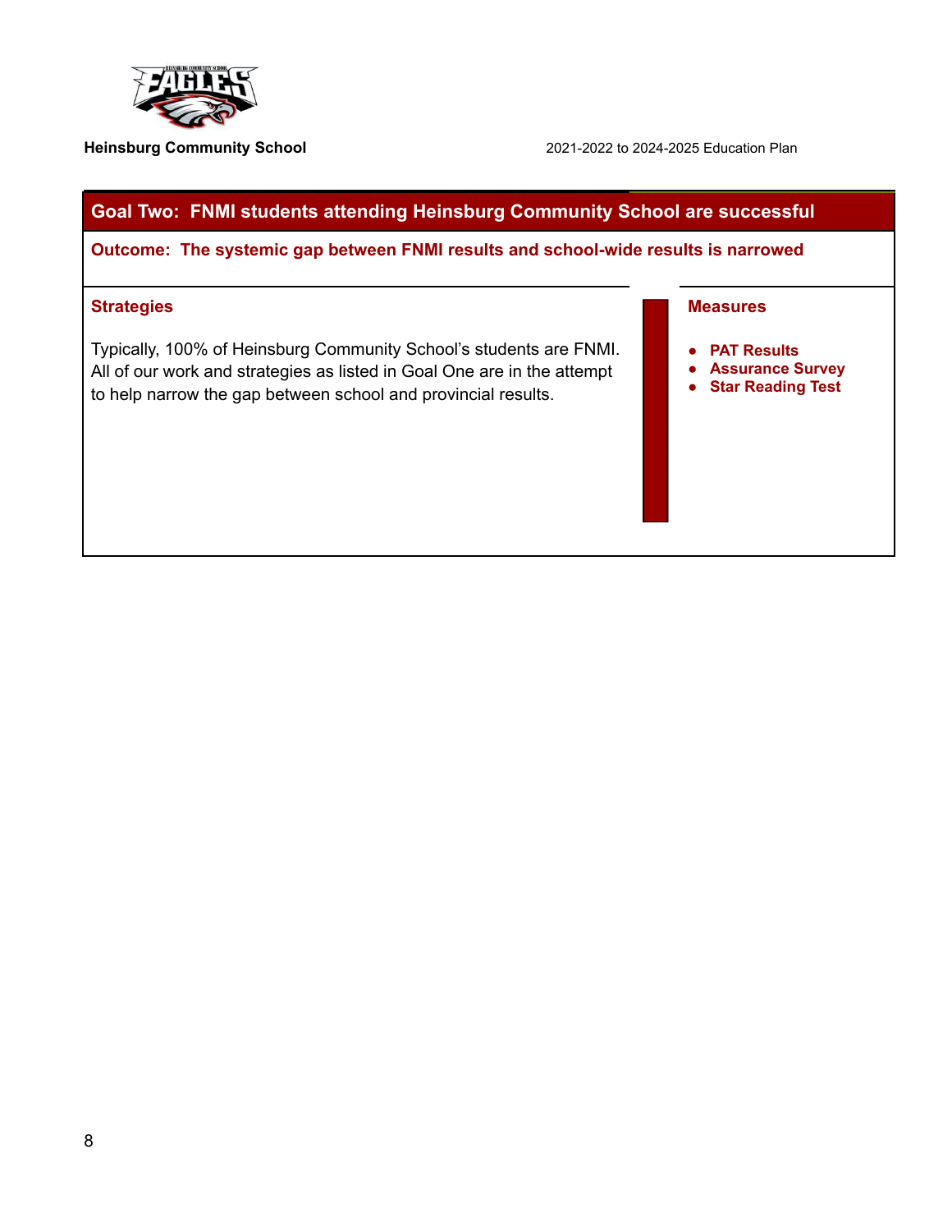## Goal Two: FNMI students attending Heinsburg Community School are successful

**Outcome: The systemic gap between FNMI results and school-wide results is narrowed**

### Strategies

Typically, 100% of Heinsburg Community School's students are FNMI. All of our work and strategies as listed in Goal One are in the attempt to help narrow the gap between school and provincial results.

### Measures

- **PAT Results**
- **Assurance Survey**
- **Star Reading Test**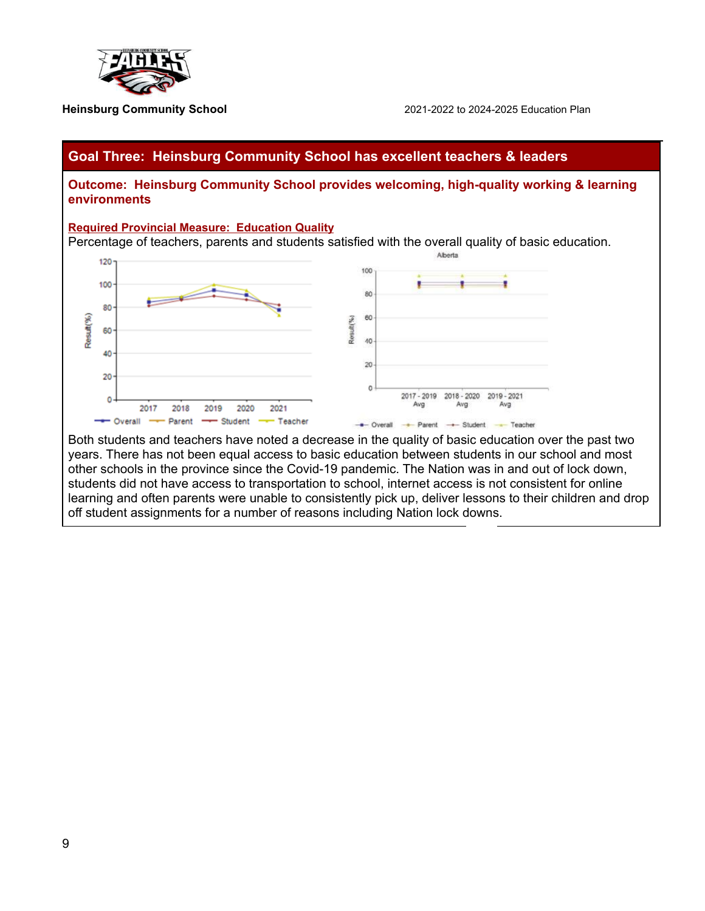## Goal Three: Heinsburg Community School has excellent teachers & leaders

**Outcome: Heinsburg Community School provides welcoming, high-quality working & learning environments**

**Required Provincial Measure: Education Quality**

Percentage of teachers, parents and students satisfied with the overall quality of basic education.

Both students and teachers have noted a decrease in the quality of basic education over the past two years. There has not been equal access to basic education between students in our school and most other schools in the province since the Covid-19 pandemic. The Nation was in and out of lock down, students did not have access to transportation to school, internet access is not consistent for online learning and often parents were unable to consistently pick up, deliver lessons to their children and drop off student assignments for a number of reasons including Nation lock downs.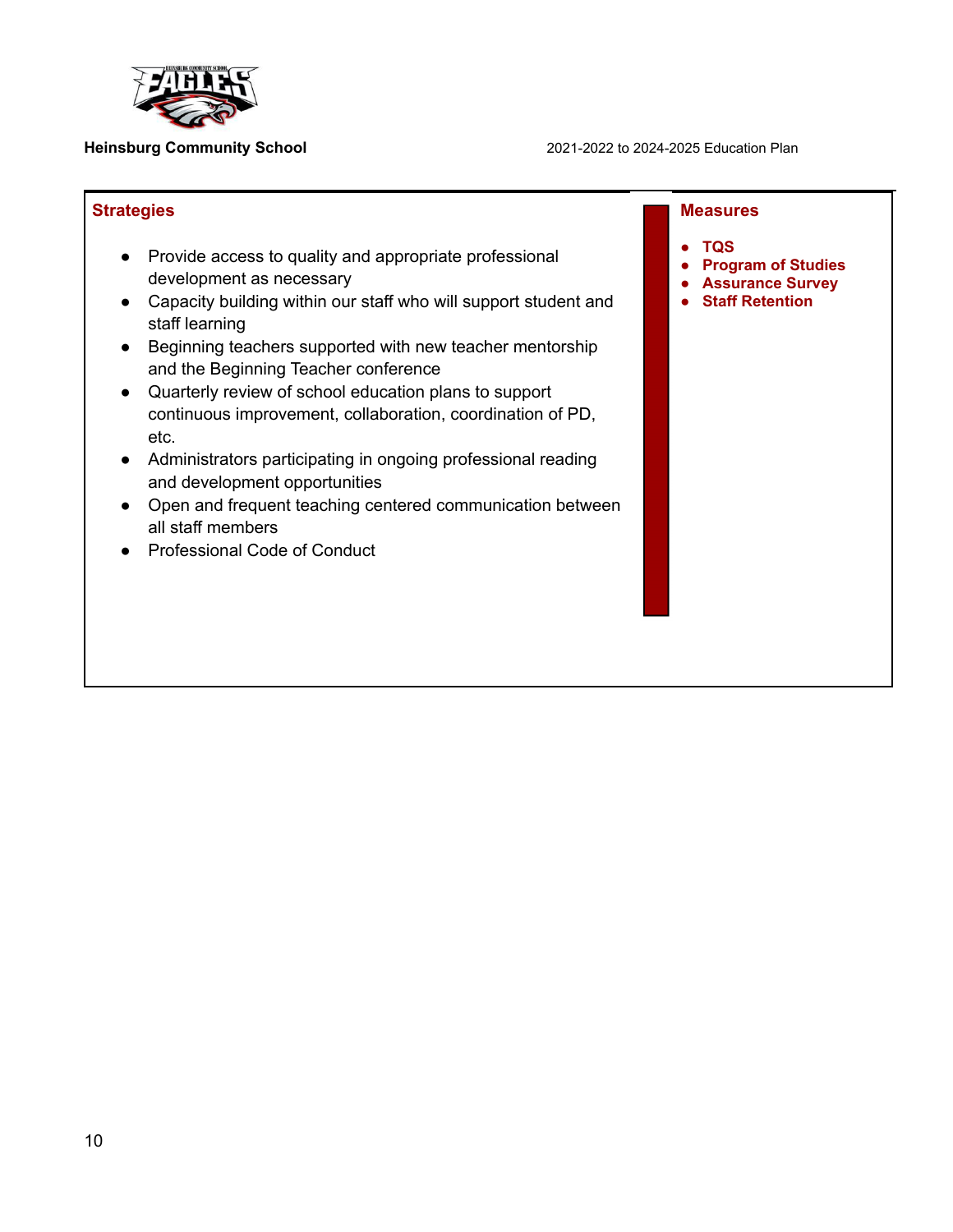## Strategies

- Provide access to quality and appropriate professional development as necessary
- Capacity building within our staff who will support student and staff learning
- Beginning teachers supported with new teacher mentorship and the Beginning Teacher conference
- Quarterly review of school education plans to support continuous improvement, collaboration, coordination of PD, etc.
- Administrators participating in ongoing professional reading and development opportunities
- Open and frequent teaching centered communication between all staff members
- Professional Code of Conduct

## Measures

- **TQS**
- **Program of Studies**
- **Assurance Survey**
- **Staff Retention**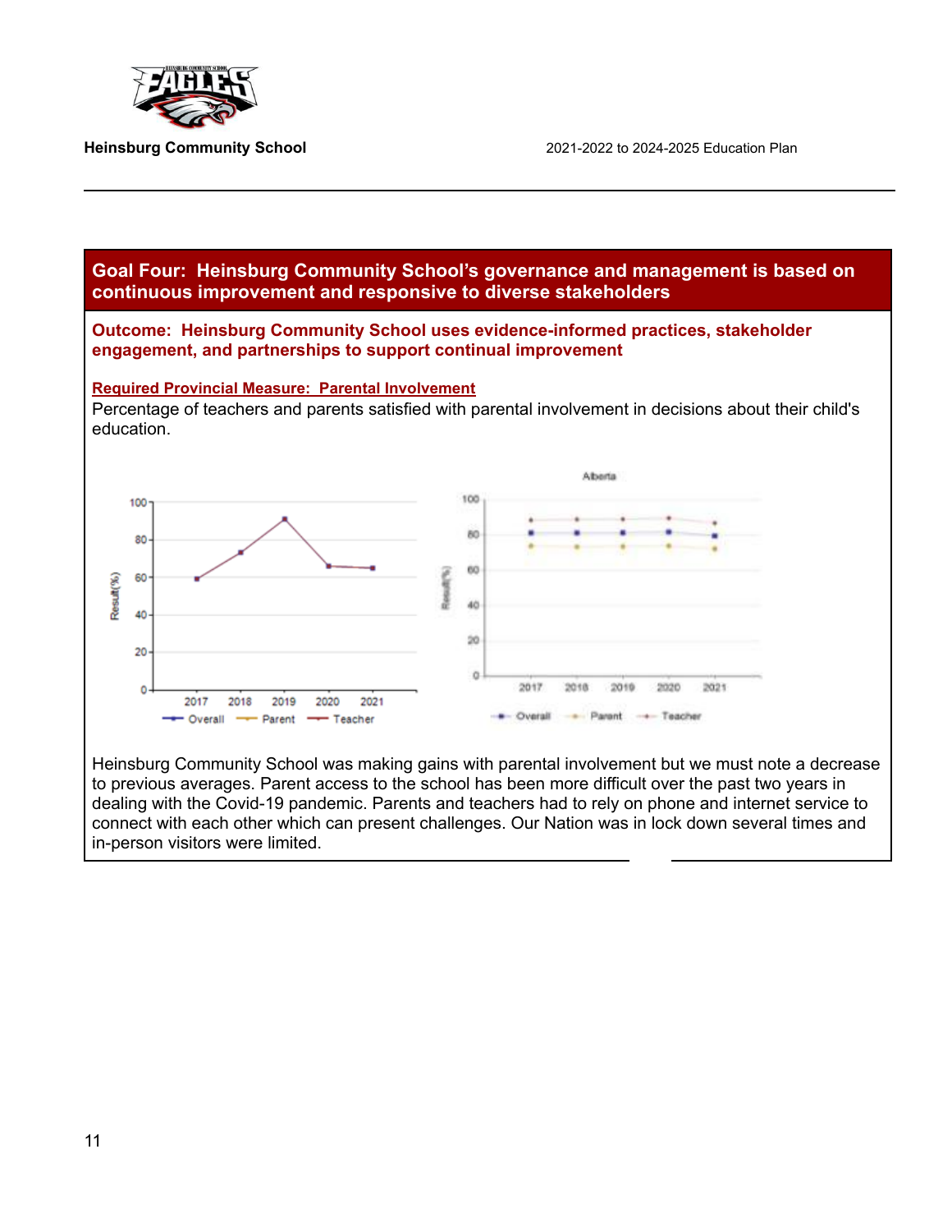## Goal Four: Heinsburg Community School's governance and management is based on continuous improvement and responsive to diverse stakeholders

### Outcome: Heinsburg Community School uses evidence-informed practices, stakeholder engagement, and partnerships to support continual improvement

**Required Provincial Measure: Parental Involvement**

Percentage of teachers and parents satisfied with parental involvement in decisions about their child's education.

Heinsburg Community School was making gains with parental involvement but we must note a decrease to previous averages. Parent access to the school has been more difficult over the past two years in dealing with the Covid-19 pandemic. Parents and teachers had to rely on phone and internet service to connect with each other which can present challenges. Our Nation was in lock down several times and in-person visitors were limited.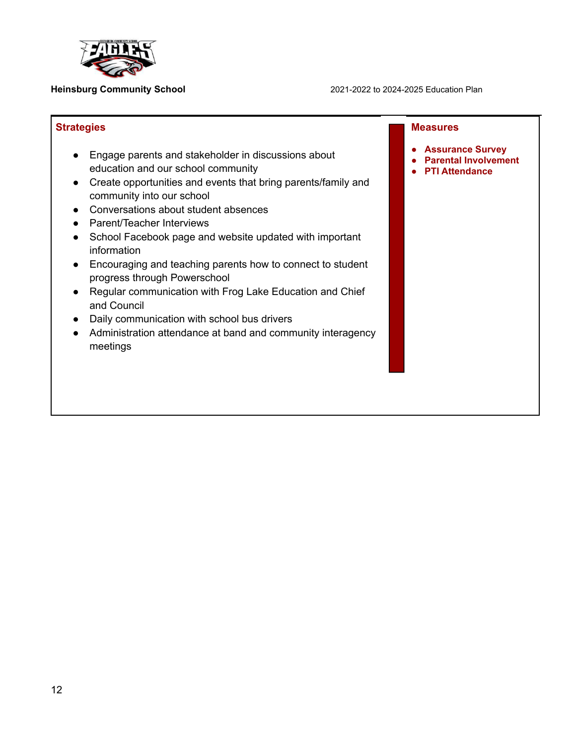## Strategies

- Engage parents and stakeholder in discussions about education and our school community
- Create opportunities and events that bring parents/family and community into our school
- Conversations about student absences
- Parent/Teacher Interviews
- School Facebook page and website updated with important information
- Encouraging and teaching parents how to connect to student progress through Powerschool
- Regular communication with Frog Lake Education and Chief and Council
- Daily communication with school bus drivers
- Administration attendance at band and community interagency meetings

## Measures

- **Assurance Survey**
- **Parental Involvement**
- **PTI Attendance**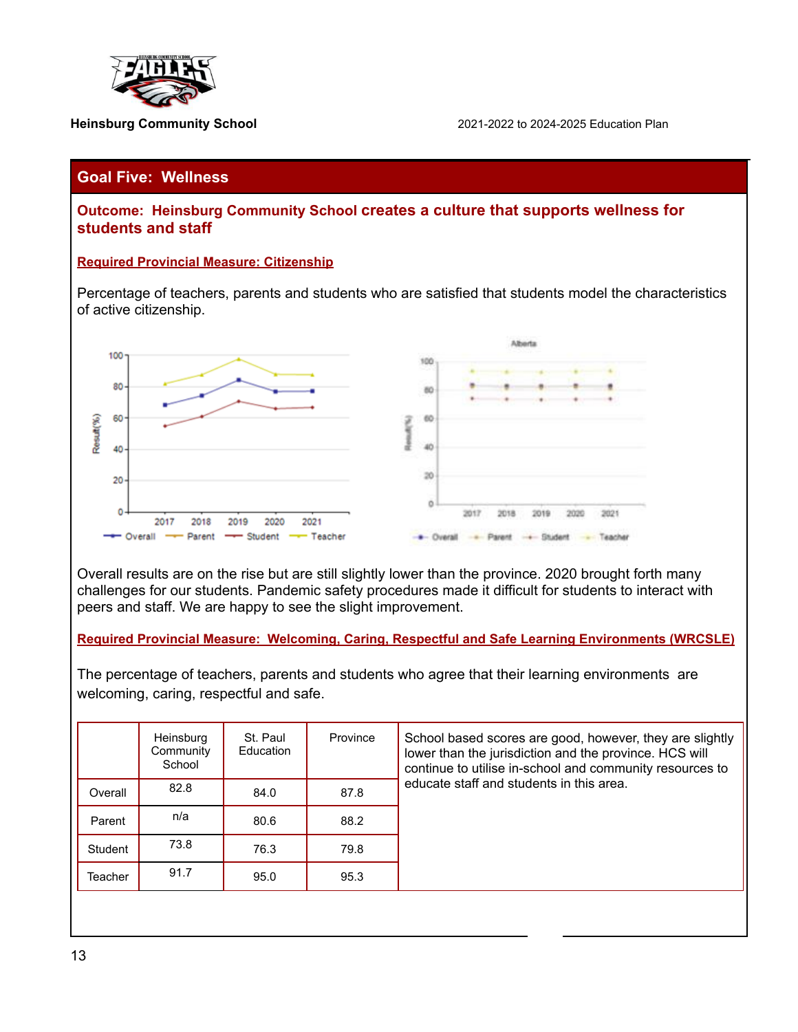## Goal Five: Wellness

### Outcome: Heinsburg Community School creates a culture that supports wellness for students and staff

**Required Provincial Measure: Citizenship**

Percentage of teachers, parents and students who are satisfied that students model the characteristics of active citizenship.

Overall results are on the rise but are still slightly lower than the province. 2020 brought forth many challenges for our students. Pandemic safety procedures made it difficult for students to interact with peers and staff. We are happy to see the slight improvement.

**Required Provincial Measure: Welcoming, Caring, Respectful and Safe Learning Environments (WRCSLE)**

The percentage of teachers, parents and students who agree that their learning environments are welcoming, caring, respectful and safe.

| | Heinsburg Community School | St. Paul Education | Province |
|---|---|---|---|
| Overall | 82.8 | 84.0 | 87.8 |
| Parent | n/a | 80.6 | 88.2 |
| Student | 73.8 | 76.3 | 79.8 |
| Teacher | 91.7 | 95.0 | 95.3 |

School based scores are good, however, they are slightly lower than the jurisdiction and the province. HCS will continue to utilise in-school and community resources to educate staff and students in this area.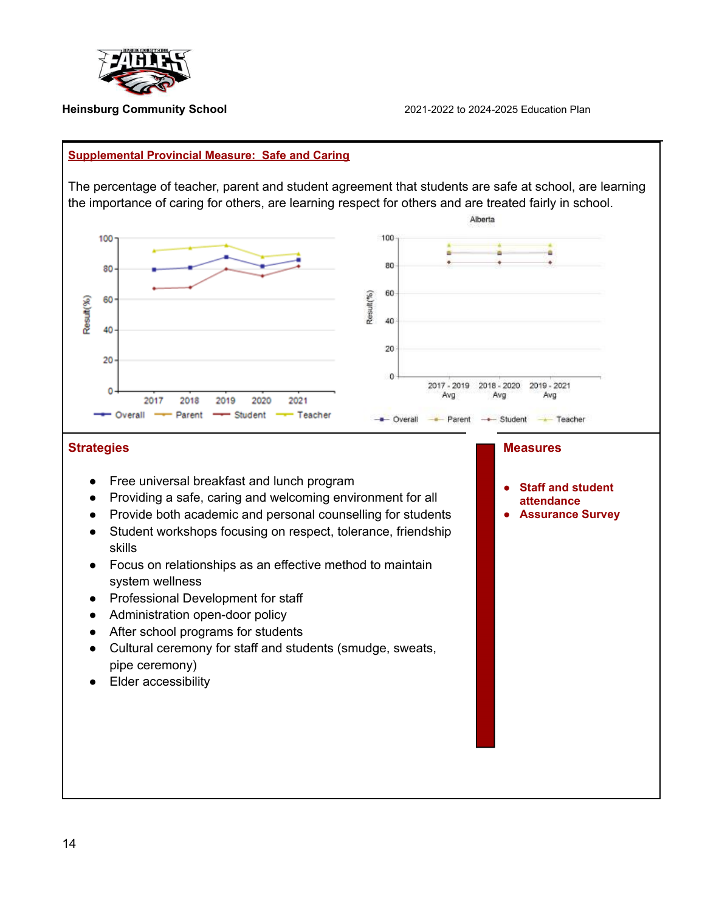Heinsburg Community School

2021-2022 to 2024-2025 Education Plan

## Supplemental Provincial Measure: Safe and Caring

The percentage of teacher, parent and student agreement that students are safe at school, are learning the importance of caring for others, are learning respect for others and are treated fairly in school.

Result(%)
100
80
60
40
20
0
2017 2018 2019 2020 2021
Overall Parent Student Teacher

Alberta
Result(%)
100
80
60
40
20
0
2017 - 2019 Avg
2018 - 2020 Avg
2019 - 2021 Avg
Overall Parent Student Teacher

### Strategies

- Free universal breakfast and lunch program
- Providing a safe, caring and welcoming environment for all
- Provide both academic and personal counselling for students
- Student workshops focusing on respect, tolerance, friendship skills
- Focus on relationships as an effective method to maintain system wellness
- Professional Development for staff
- Administration open-door policy
- After school programs for students
- Cultural ceremony for staff and students (smudge, sweats, pipe ceremony)
- Elder accessibility

### Measures

- **Staff and student attendance**
- **Assurance Survey**